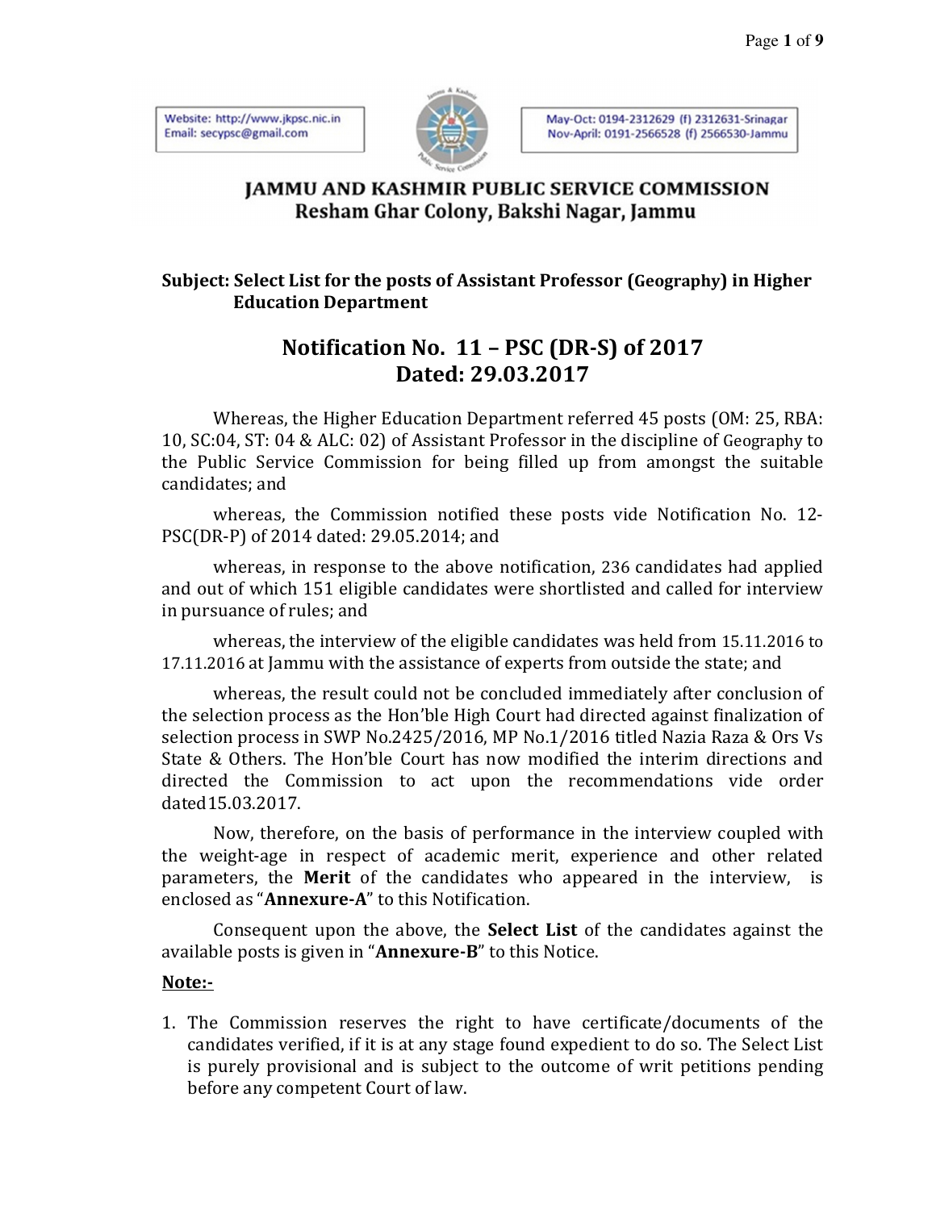Website: http://www.jkpsc.nic.in
Email: secypsc@gmail.com

May-Oct: 0194-2312629 (f) 2312631-Srinagar
Nov-April: 0191-2566528 (f) 2566530-Jammu

# JAMMU AND KASHMIR PUBLIC SERVICE COMMISSION
## Resham Ghar Colony, Bakshi Nagar, Jammu

**Subject: Select List for the posts of Assistant Professor (Geography) in Higher Education Department**

## Notification No. 11 – PSC (DR-S) of 2017
## Dated: 29.03.2017

Whereas, the Higher Education Department referred 45 posts (OM: 25, RBA: 10, SC:04, ST: 04 & ALC: 02) of Assistant Professor in the discipline of Geography to the Public Service Commission for being filled up from amongst the suitable candidates; and

whereas, the Commission notified these posts vide Notification No. 12-PSC(DR-P) of 2014 dated: 29.05.2014; and

whereas, in response to the above notification, 236 candidates had applied and out of which 151 eligible candidates were shortlisted and called for interview in pursuance of rules; and

whereas, the interview of the eligible candidates was held from 15.11.2016 to 17.11.2016 at Jammu with the assistance of experts from outside the state; and

whereas, the result could not be concluded immediately after conclusion of the selection process as the Hon'ble High Court had directed against finalization of selection process in SWP No.2425/2016, MP No.1/2016 titled Nazia Raza & Ors Vs State & Others. The Hon'ble Court has now modified the interim directions and directed the Commission to act upon the recommendations vide order dated15.03.2017.

Now, therefore, on the basis of performance in the interview coupled with the weight-age in respect of academic merit, experience and other related parameters, the **Merit** of the candidates who appeared in the interview, is enclosed as "**Annexure-A**" to this Notification.

Consequent upon the above, the **Select List** of the candidates against the available posts is given in "**Annexure-B**" to this Notice.

**Note:-**

1. The Commission reserves the right to have certificate/documents of the candidates verified, if it is at any stage found expedient to do so. The Select List is purely provisional and is subject to the outcome of writ petitions pending before any competent Court of law.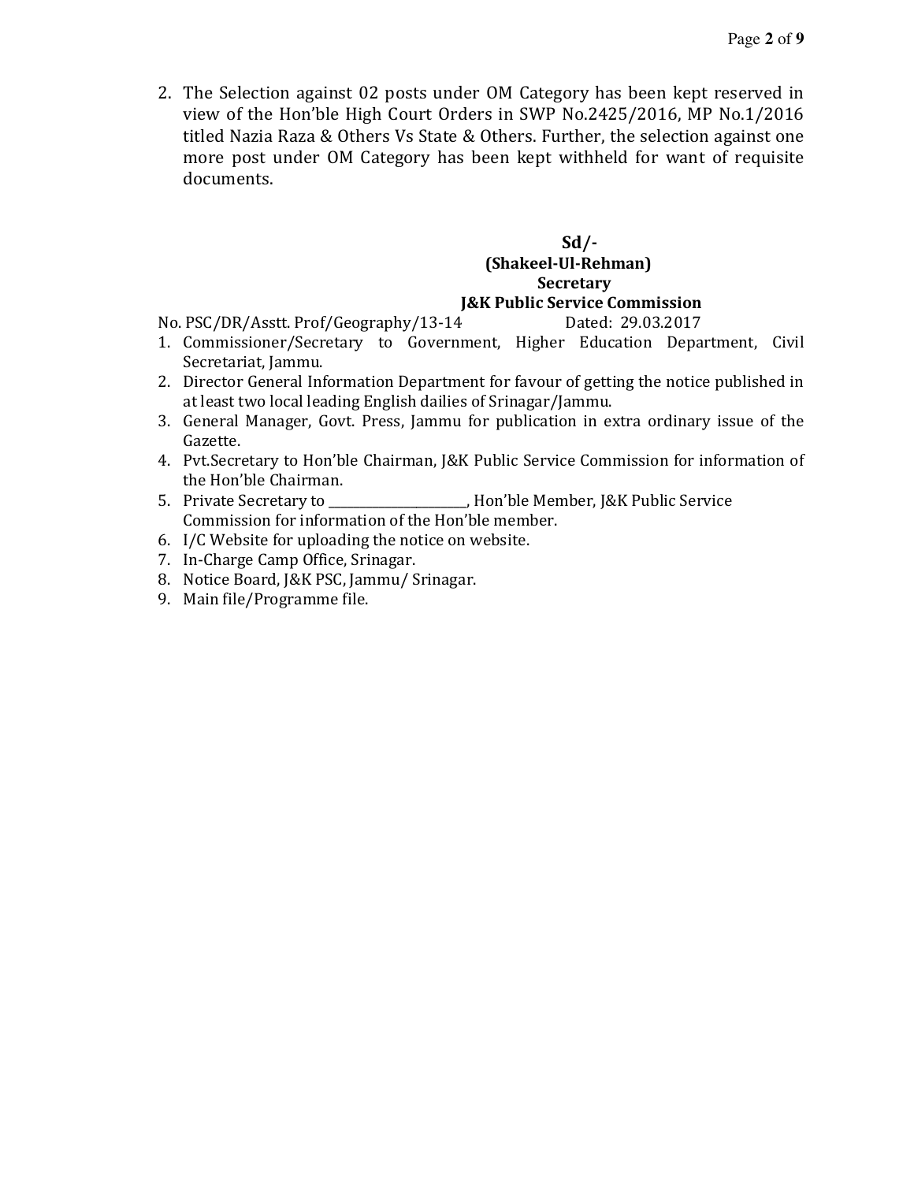2. The Selection against 02 posts under OM Category has been kept reserved in view of the Hon'ble High Court Orders in SWP No.2425/2016, MP No.1/2016 titled Nazia Raza & Others Vs State & Others. Further, the selection against one more post under OM Category has been kept withheld for want of requisite documents.

**Sd/-**
**(Shakeel-Ul-Rehman)**
**Secretary**
**J&K Public Service Commission**

No. PSC/DR/Asstt. Prof/Geography/13-14 Dated: 29.03.2017

1. Commissioner/Secretary to Government, Higher Education Department, Civil Secretariat, Jammu.
2. Director General Information Department for favour of getting the notice published in at least two local leading English dailies of Srinagar/Jammu.
3. General Manager, Govt. Press, Jammu for publication in extra ordinary issue of the Gazette.
4. Pvt.Secretary to Hon'ble Chairman, J&K Public Service Commission for information of the Hon'ble Chairman.
5. Private Secretary to ______________________, Hon'ble Member, J&K Public Service Commission for information of the Hon'ble member.
6. I/C Website for uploading the notice on website.
7. In-Charge Camp Office, Srinagar.
8. Notice Board, J&K PSC, Jammu/ Srinagar.
9. Main file/Programme file.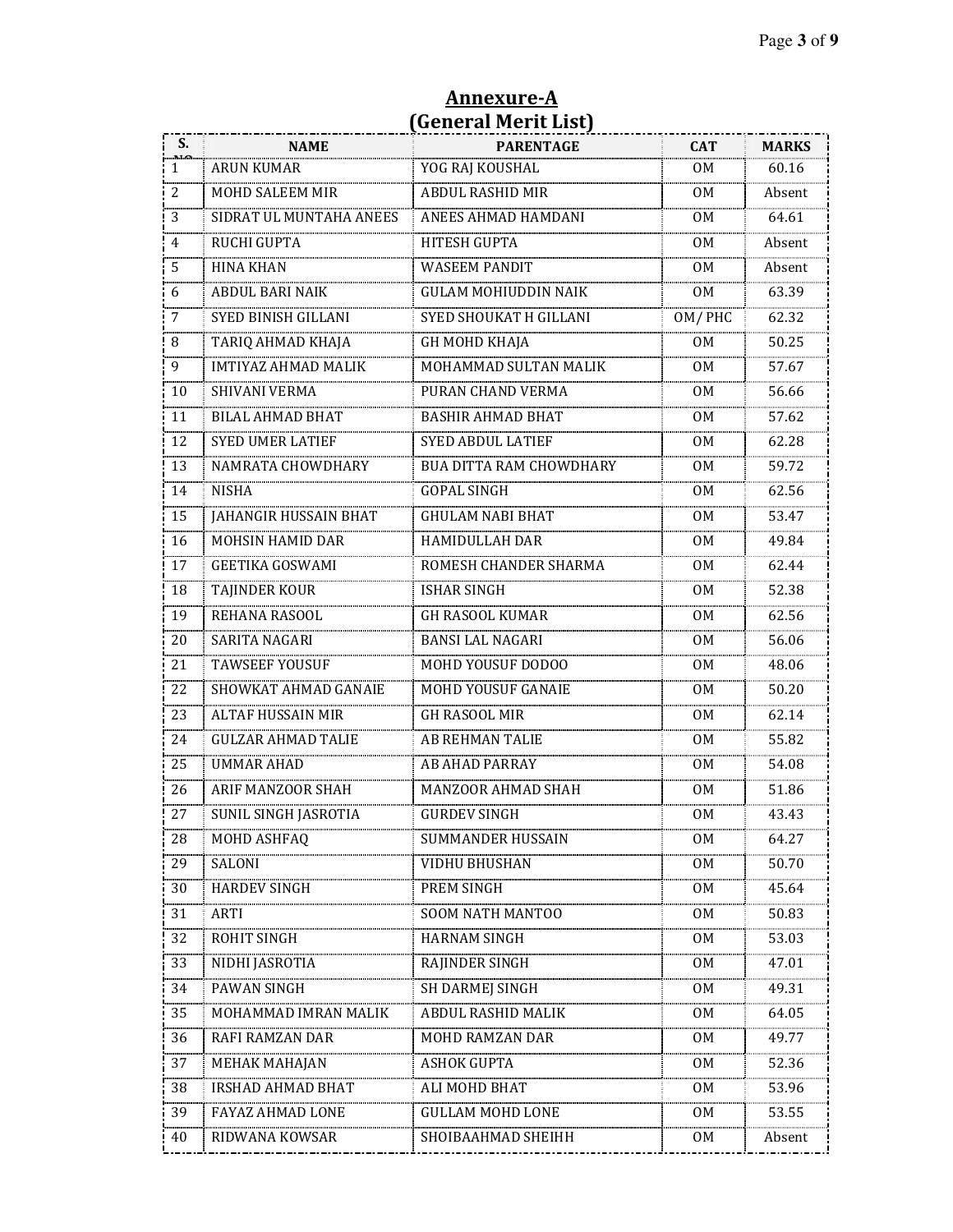## Annexure-A
## (General Merit List)

| S. NO | NAME | PARENTAGE | CAT | MARKS |
|---|---|---|---|---|
| 1 | ARUN KUMAR | YOG RAJ KOUSHAL | OM | 60.16 |
| 2 | MOHD SALEEM MIR | ABDUL RASHID MIR | OM | Absent |
| 3 | SIDRAT UL MUNTAHA ANEES | ANEES AHMAD HAMDANI | OM | 64.61 |
| 4 | RUCHI GUPTA | HITESH GUPTA | OM | Absent |
| 5 | HINA KHAN | WASEEM PANDIT | OM | Absent |
| 6 | ABDUL BARI NAIK | GULAM MOHIUDDIN NAIK | OM | 63.39 |
| 7 | SYED BINISH GILLANI | SYED SHOUKAT H GILLANI | OM/ PHC | 62.32 |
| 8 | TARIQ AHMAD KHAJA | GH MOHD KHAJA | OM | 50.25 |
| 9 | IMTIYAZ AHMAD MALIK | MOHAMMAD SULTAN MALIK | OM | 57.67 |
| 10 | SHIVANI VERMA | PURAN CHAND VERMA | OM | 56.66 |
| 11 | BILAL AHMAD BHAT | BASHIR AHMAD BHAT | OM | 57.62 |
| 12 | SYED UMER LATIEF | SYED ABDUL LATIEF | OM | 62.28 |
| 13 | NAMRATA CHOWDHARY | BUA DITTA RAM CHOWDHARY | OM | 59.72 |
| 14 | NISHA | GOPAL SINGH | OM | 62.56 |
| 15 | JAHANGIR HUSSAIN BHAT | GHULAM NABI BHAT | OM | 53.47 |
| 16 | MOHSIN HAMID DAR | HAMIDULLAH DAR | OM | 49.84 |
| 17 | GEETIKA GOSWAMI | ROMESH CHANDER SHARMA | OM | 62.44 |
| 18 | TAJINDER KOUR | ISHAR SINGH | OM | 52.38 |
| 19 | REHANA RASOOL | GH RASOOL KUMAR | OM | 62.56 |
| 20 | SARITA NAGARI | BANSI LAL NAGARI | OM | 56.06 |
| 21 | TAWSEEF YOUSUF | MOHD YOUSUF DODOO | OM | 48.06 |
| 22 | SHOWKAT AHMAD GANAIE | MOHD YOUSUF GANAIE | OM | 50.20 |
| 23 | ALTAF HUSSAIN MIR | GH RASOOL MIR | OM | 62.14 |
| 24 | GULZAR AHMAD TALIE | AB REHMAN TALIE | OM | 55.82 |
| 25 | UMMAR AHAD | AB AHAD PARRAY | OM | 54.08 |
| 26 | ARIF MANZOOR SHAH | MANZOOR AHMAD SHAH | OM | 51.86 |
| 27 | SUNIL SINGH JASROTIA | GURDEV SINGH | OM | 43.43 |
| 28 | MOHD ASHFAQ | SUMMANDER HUSSAIN | OM | 64.27 |
| 29 | SALONI | VIDHU BHUSHAN | OM | 50.70 |
| 30 | HARDEV SINGH | PREM SINGH | OM | 45.64 |
| 31 | ARTI | SOOM NATH MANTOO | OM | 50.83 |
| 32 | ROHIT SINGH | HARNAM SINGH | OM | 53.03 |
| 33 | NIDHI JASROTIA | RAJINDER SINGH | OM | 47.01 |
| 34 | PAWAN SINGH | SH DARMEJ SINGH | OM | 49.31 |
| 35 | MOHAMMAD IMRAN MALIK | ABDUL RASHID MALIK | OM | 64.05 |
| 36 | RAFI RAMZAN DAR | MOHD RAMZAN DAR | OM | 49.77 |
| 37 | MEHAK MAHAJAN | ASHOK GUPTA | OM | 52.36 |
| 38 | IRSHAD AHMAD BHAT | ALI MOHD BHAT | OM | 53.96 |
| 39 | FAYAZ AHMAD LONE | GULLAM MOHD LONE | OM | 53.55 |
| 40 | RIDWANA KOWSAR | SHOIBAAHMAD SHEIHH | OM | Absent |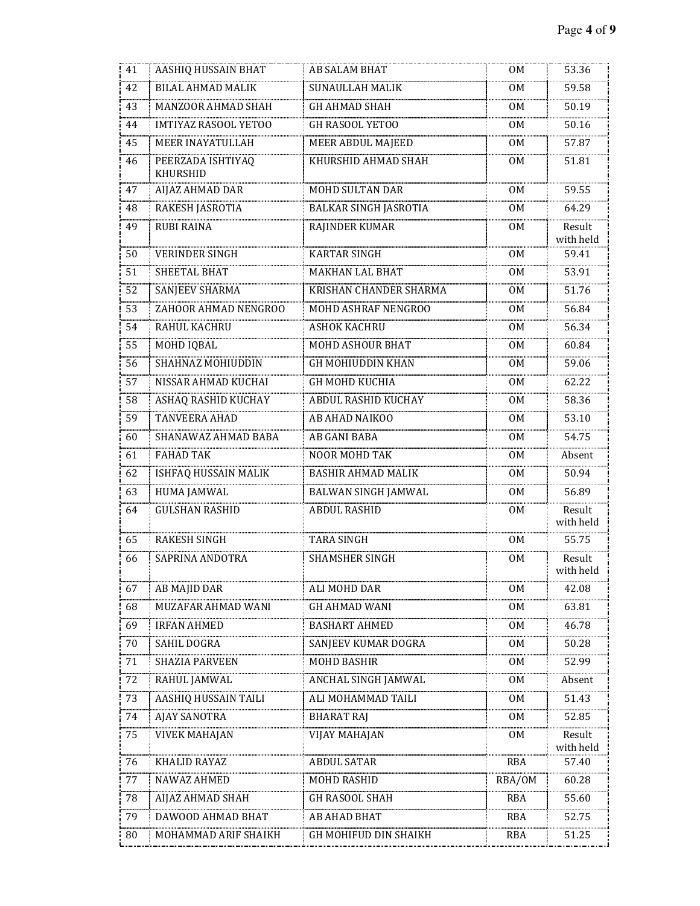| 41 | AASHIQ HUSSAIN BHAT | AB SALAM BHAT | OM | 53.36 |
|---|---|---|---|---|
| 42 | BILAL AHMAD MALIK | SUNAULLAH MALIK | OM | 59.58 |
| 43 | MANZOOR AHMAD SHAH | GH AHMAD SHAH | OM | 50.19 |
| 44 | IMTIYAZ RASOOL YETOO | GH RASOOL YETOO | OM | 50.16 |
| 45 | MEER INAYATULLAH | MEER ABDUL MAJEED | OM | 57.87 |
| 46 | PEERZADA ISHTIYAQ KHURSHID | KHURSHID AHMAD SHAH | OM | 51.81 |
| 47 | AIJAZ AHMAD DAR | MOHD SULTAN DAR | OM | 59.55 |
| 48 | RAKESH JASROTIA | BALKAR SINGH JASROTIA | OM | 64.29 |
| 49 | RUBI RAINA | RAJINDER KUMAR | OM | Result with held |
| 50 | VERINDER SINGH | KARTAR SINGH | OM | 59.41 |
| 51 | SHEETAL BHAT | MAKHAN LAL BHAT | OM | 53.91 |
| 52 | SANJEEV SHARMA | KRISHAN CHANDER SHARMA | OM | 51.76 |
| 53 | ZAHOOR AHMAD NENGROO | MOHD ASHRAF NENGROO | OM | 56.84 |
| 54 | RAHUL KACHRU | ASHOK KACHRU | OM | 56.34 |
| 55 | MOHD IQBAL | MOHD ASHOUR BHAT | OM | 60.84 |
| 56 | SHAHNAZ MOHIUDDIN | GH MOHIUDDIN KHAN | OM | 59.06 |
| 57 | NISSAR AHMAD KUCHAI | GH MOHD KUCHIA | OM | 62.22 |
| 58 | ASHAQ RASHID KUCHAY | ABDUL RASHID KUCHAY | OM | 58.36 |
| 59 | TANVEERA AHAD | AB AHAD NAIKOO | OM | 53.10 |
| 60 | SHANAWAZ AHMAD BABA | AB GANI BABA | OM | 54.75 |
| 61 | FAHAD TAK | NOOR MOHD TAK | OM | Absent |
| 62 | ISHFAQ HUSSAIN MALIK | BASHIR AHMAD MALIK | OM | 50.94 |
| 63 | HUMA JAMWAL | BALWAN SINGH JAMWAL | OM | 56.89 |
| 64 | GULSHAN RASHID | ABDUL RASHID | OM | Result with held |
| 65 | RAKESH SINGH | TARA SINGH | OM | 55.75 |
| 66 | SAPRINA ANDOTRA | SHAMSHER SINGH | OM | Result with held |
| 67 | AB MAJID DAR | ALI MOHD DAR | OM | 42.08 |
| 68 | MUZAFAR AHMAD WANI | GH AHMAD WANI | OM | 63.81 |
| 69 | IRFAN AHMED | BASHART AHMED | OM | 46.78 |
| 70 | SAHIL DOGRA | SANJEEV KUMAR DOGRA | OM | 50.28 |
| 71 | SHAZIA PARVEEN | MOHD BASHIR | OM | 52.99 |
| 72 | RAHUL JAMWAL | ANCHAL SINGH JAMWAL | OM | Absent |
| 73 | AASHIQ HUSSAIN TAILI | ALI MOHAMMAD TAILI | OM | 51.43 |
| 74 | AJAY SANOTRA | BHARAT RAJ | OM | 52.85 |
| 75 | VIVEK MAHAJAN | VIJAY MAHAJAN | OM | Result with held |
| 76 | KHALID RAYAZ | ABDUL SATAR | RBA | 57.40 |
| 77 | NAWAZ AHMED | MOHD RASHID | RBA/OM | 60.28 |
| 78 | AIJAZ AHMAD SHAH | GH RASOOL SHAH | RBA | 55.60 |
| 79 | DAWOOD AHMAD BHAT | AB AHAD BHAT | RBA | 52.75 |
| 80 | MOHAMMAD ARIF SHAIKH | GH MOHIFUD DIN SHAIKH | RBA | 51.25 |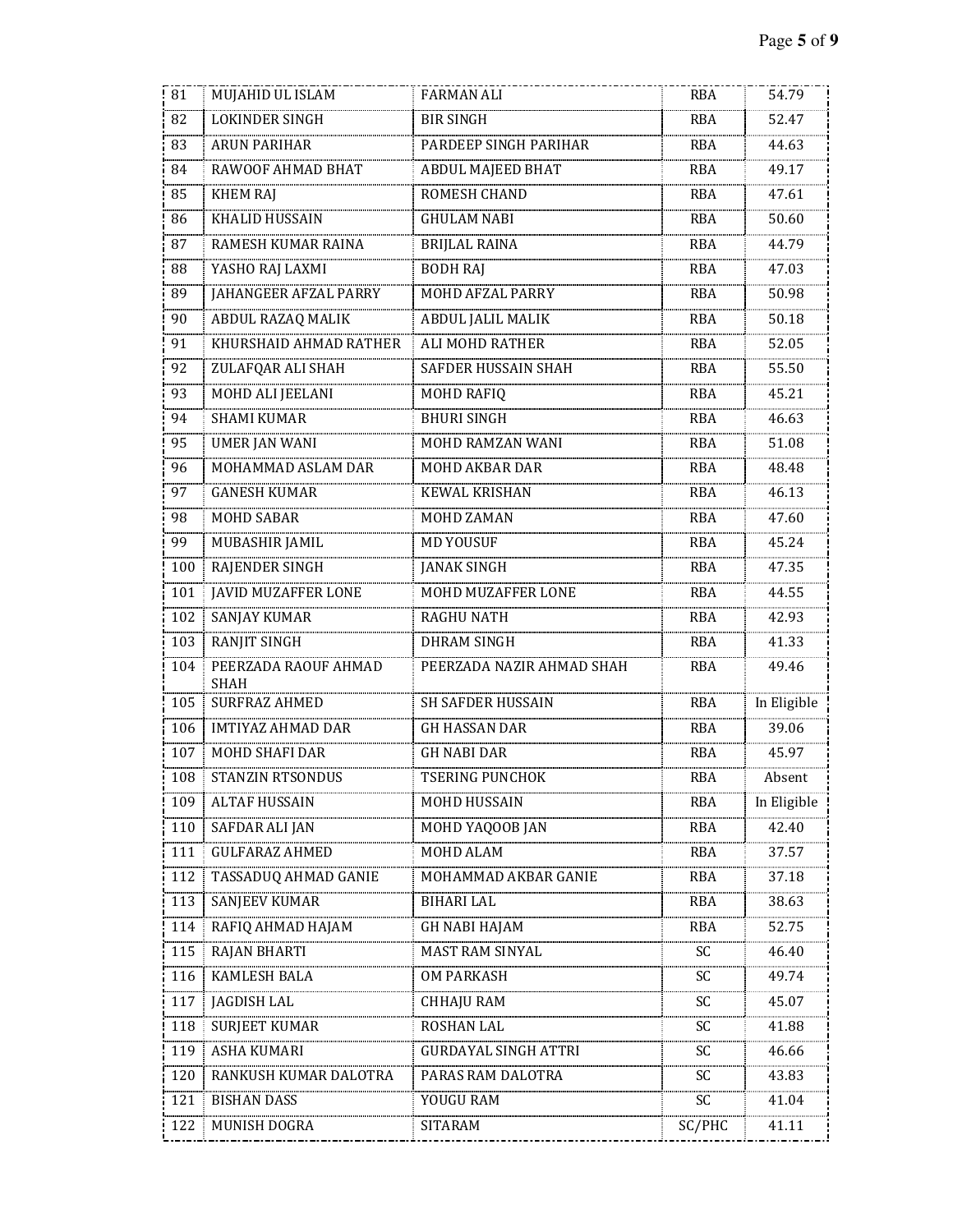| 81 | MUJAHID UL ISLAM | FARMAN ALI | RBA | 54.79 |
|---|---|---|---|---|
| 82 | LOKINDER SINGH | BIR SINGH | RBA | 52.47 |
| 83 | ARUN PARIHAR | PARDEEP SINGH PARIHAR | RBA | 44.63 |
| 84 | RAWOOF AHMAD BHAT | ABDUL MAJEED BHAT | RBA | 49.17 |
| 85 | KHEM RAJ | ROMESH CHAND | RBA | 47.61 |
| 86 | KHALID HUSSAIN | GHULAM NABI | RBA | 50.60 |
| 87 | RAMESH KUMAR RAINA | BRIJLAL RAINA | RBA | 44.79 |
| 88 | YASHO RAJ LAXMI | BODH RAJ | RBA | 47.03 |
| 89 | JAHANGEER AFZAL PARRY | MOHD AFZAL PARRY | RBA | 50.98 |
| 90 | ABDUL RAZAQ MALIK | ABDUL JALIL MALIK | RBA | 50.18 |
| 91 | KHURSHAID AHMAD RATHER | ALI MOHD RATHER | RBA | 52.05 |
| 92 | ZULAFQAR ALI SHAH | SAFDER HUSSAIN SHAH | RBA | 55.50 |
| 93 | MOHD ALI JEELANI | MOHD RAFIQ | RBA | 45.21 |
| 94 | SHAMI KUMAR | BHURI SINGH | RBA | 46.63 |
| 95 | UMER JAN WANI | MOHD RAMZAN WANI | RBA | 51.08 |
| 96 | MOHAMMAD ASLAM DAR | MOHD AKBAR DAR | RBA | 48.48 |
| 97 | GANESH KUMAR | KEWAL KRISHAN | RBA | 46.13 |
| 98 | MOHD SABAR | MOHD ZAMAN | RBA | 47.60 |
| 99 | MUBASHIR JAMIL | MD YOUSUF | RBA | 45.24 |
| 100 | RAJENDER SINGH | JANAK SINGH | RBA | 47.35 |
| 101 | JAVID MUZAFFER LONE | MOHD MUZAFFER LONE | RBA | 44.55 |
| 102 | SANJAY KUMAR | RAGHU NATH | RBA | 42.93 |
| 103 | RANJIT SINGH | DHRAM SINGH | RBA | 41.33 |
| 104 | PEERZADA RAOUF AHMAD SHAH | PEERZADA NAZIR AHMAD SHAH | RBA | 49.46 |
| 105 | SURFRAZ AHMED | SH SAFDER HUSSAIN | RBA | In Eligible |
| 106 | IMTIYAZ AHMAD DAR | GH HASSAN DAR | RBA | 39.06 |
| 107 | MOHD SHAFI DAR | GH NABI DAR | RBA | 45.97 |
| 108 | STANZIN RTSONDUS | TSERING PUNCHOK | RBA | Absent |
| 109 | ALTAF HUSSAIN | MOHD HUSSAIN | RBA | In Eligible |
| 110 | SAFDAR ALI JAN | MOHD YAQOOB JAN | RBA | 42.40 |
| 111 | GULFARAZ AHMED | MOHD ALAM | RBA | 37.57 |
| 112 | TASSADUQ AHMAD GANIE | MOHAMMAD AKBAR GANIE | RBA | 37.18 |
| 113 | SANJEEV KUMAR | BIHARI LAL | RBA | 38.63 |
| 114 | RAFIQ AHMAD HAJAM | GH NABI HAJAM | RBA | 52.75 |
| 115 | RAJAN BHARTI | MAST RAM SINYAL | SC | 46.40 |
| 116 | KAMLESH BALA | OM PARKASH | SC | 49.74 |
| 117 | JAGDISH LAL | CHHAJU RAM | SC | 45.07 |
| 118 | SURJEET KUMAR | ROSHAN LAL | SC | 41.88 |
| 119 | ASHA KUMARI | GURDAYAL SINGH ATTRI | SC | 46.66 |
| 120 | RANKUSH KUMAR DALOTRA | PARAS RAM DALOTRA | SC | 43.83 |
| 121 | BISHAN DASS | YOUGU RAM | SC | 41.04 |
| 122 | MUNISH DOGRA | SITARAM | SC/PHC | 41.11 |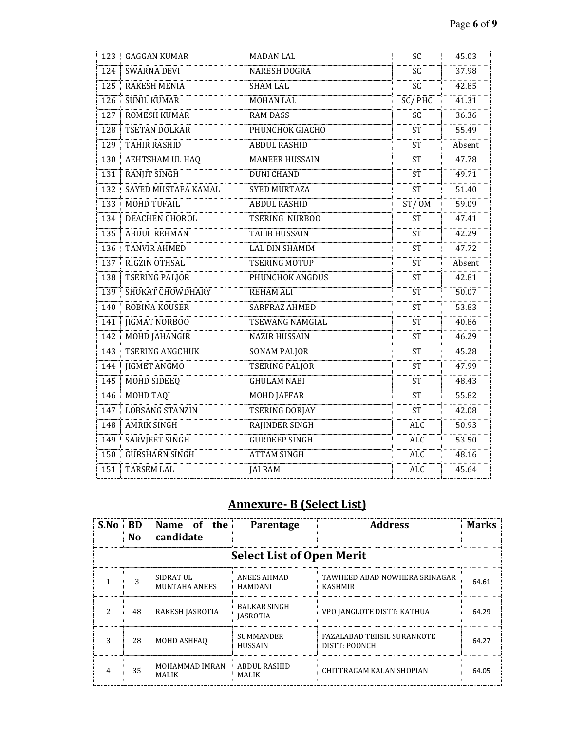| | | | | |
|---|---|---|---|---|
| 123 | GAGGAN KUMAR | MADAN LAL | SC | 45.03 |
| 124 | SWARNA DEVI | NARESH DOGRA | SC | 37.98 |
| 125 | RAKESH MENIA | SHAM LAL | SC | 42.85 |
| 126 | SUNIL KUMAR | MOHAN LAL | SC/ PHC | 41.31 |
| 127 | ROMESH KUMAR | RAM DASS | SC | 36.36 |
| 128 | TSETAN DOLKAR | PHUNCHOK GIACHO | ST | 55.49 |
| 129 | TAHIR RASHID | ABDUL RASHID | ST | Absent |
| 130 | AEHTSHAM UL HAQ | MANEER HUSSAIN | ST | 47.78 |
| 131 | RANJIT SINGH | DUNI CHAND | ST | 49.71 |
| 132 | SAYED MUSTAFA KAMAL | SYED MURTAZA | ST | 51.40 |
| 133 | MOHD TUFAIL | ABDUL RASHID | ST/ OM | 59.09 |
| 134 | DEACHEN CHOROL | TSERING NURBOO | ST | 47.41 |
| 135 | ABDUL REHMAN | TALIB HUSSAIN | ST | 42.29 |
| 136 | TANVIR AHMED | LAL DIN SHAMIM | ST | 47.72 |
| 137 | RIGZIN OTHSAL | TSERING MOTUP | ST | Absent |
| 138 | TSERING PALJOR | PHUNCHOK ANGDUS | ST | 42.81 |
| 139 | SHOKAT CHOWDHARY | REHAM ALI | ST | 50.07 |
| 140 | ROBINA KOUSER | SARFRAZ AHMED | ST | 53.83 |
| 141 | JIGMAT NORBOO | TSEWANG NAMGIAL | ST | 40.86 |
| 142 | MOHD JAHANGIR | NAZIR HUSSAIN | ST | 46.29 |
| 143 | TSERING ANGCHUK | SONAM PALJOR | ST | 45.28 |
| 144 | JIGMET ANGMO | TSERING PALJOR | ST | 47.99 |
| 145 | MOHD SIDEEQ | GHULAM NABI | ST | 48.43 |
| 146 | MOHD TAQI | MOHD JAFFAR | ST | 55.82 |
| 147 | LOBSANG STANZIN | TSERING DORJAY | ST | 42.08 |
| 148 | AMRIK SINGH | RAJINDER SINGH | ALC | 50.93 |
| 149 | SARVJEET SINGH | GURDEEP SINGH | ALC | 53.50 |
| 150 | GURSHARN SINGH | ATTAM SINGH | ALC | 48.16 |
| 151 | TARSEM LAL | JAI RAM | ALC | 45.64 |

## Annexure- B (Select List)

| S.No | BD No | Name of the candidate | Parentage | Address | Marks |
|---|---|---|---|---|---|
| **Select List of Open Merit** | | | | | |
| 1 | 3 | SIDRAT UL MUNTAHA ANEES | ANEES AHMAD HAMDANI | TAWHEED ABAD NOWHERA SRINAGAR KASHMIR | 64.61 |
| 2 | 48 | RAKESH JASROTIA | BALKAR SINGH JASROTIA | VPO JANGLOTE DISTT: KATHUA | 64.29 |
| 3 | 28 | MOHD ASHFAQ | SUMMANDER HUSSAIN | FAZALABAD TEHSIL SURANKOTE DISTT: POONCH | 64.27 |
| 4 | 35 | MOHAMMAD IMRAN MALIK | ABDUL RASHID MALIK | CHITTRAGAM KALAN SHOPIAN | 64.05 |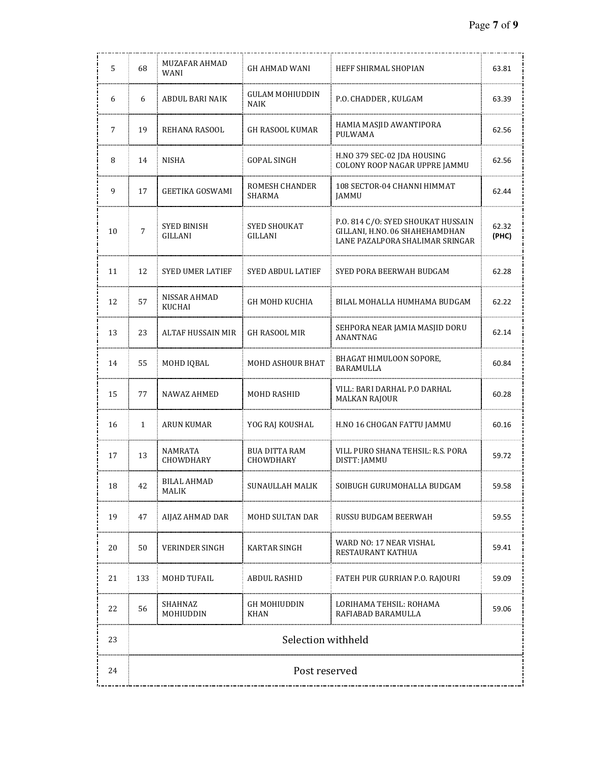| | | | | | |
|---|---|---|---|---|---|
| 5 | 68 | MUZAFAR AHMAD WANI | GH AHMAD WANI | HEFF SHIRMAL SHOPIAN | 63.81 |
| 6 | 6 | ABDUL BARI NAIK | GULAM MOHIUDDIN NAIK | P.O. CHADDER , KULGAM | 63.39 |
| 7 | 19 | REHANA RASOOL | GH RASOOL KUMAR | HAMIA MASJID AWANTIPORA PULWAMA | 62.56 |
| 8 | 14 | NISHA | GOPAL SINGH | H.NO 379 SEC-02 JDA HOUSING COLONY ROOP NAGAR UPPRE JAMMU | 62.56 |
| 9 | 17 | GEETIKA GOSWAMI | ROMESH CHANDER SHARMA | 108 SECTOR-04 CHANNI HIMMAT JAMMU | 62.44 |
| 10 | 7 | SYED BINISH GILLANI | SYED SHOUKAT GILLANI | P.O. 814 C/O: SYED SHOUKAT HUSSAIN GILLANI, H.NO. 06 SHAHEHAMDHAN LANE PAZALPORA SHALIMAR SRINGAR | 62.32 **(PHC)** |
| 11 | 12 | SYED UMER LATIEF | SYED ABDUL LATIEF | SYED PORA BEERWAH BUDGAM | 62.28 |
| 12 | 57 | NISSAR AHMAD KUCHAI | GH MOHD KUCHIA | BILAL MOHALLA HUMHAMA BUDGAM | 62.22 |
| 13 | 23 | ALTAF HUSSAIN MIR | GH RASOOL MIR | SEHPORA NEAR JAMIA MASJID DORU ANANTNAG | 62.14 |
| 14 | 55 | MOHD IQBAL | MOHD ASHOUR BHAT | BHAGAT HIMULOON SOPORE, BARAMULLA | 60.84 |
| 15 | 77 | NAWAZ AHMED | MOHD RASHID | VILL: BARI DARHAL P.O DARHAL MALKAN RAJOUR | 60.28 |
| 16 | 1 | ARUN KUMAR | YOG RAJ KOUSHAL | H.NO 16 CHOGAN FATTU JAMMU | 60.16 |
| 17 | 13 | NAMRATA CHOWDHARY | BUA DITTA RAM CHOWDHARY | VILL PURO SHANA TEHSIL: R.S. PORA DISTT: JAMMU | 59.72 |
| 18 | 42 | BILAL AHMAD MALIK | SUNAULLAH MALIK | SOIBUGH GURUMOHALLA BUDGAM | 59.58 |
| 19 | 47 | AIJAZ AHMAD DAR | MOHD SULTAN DAR | RUSSU BUDGAM BEERWAH | 59.55 |
| 20 | 50 | VERINDER SINGH | KARTAR SINGH | WARD NO: 17 NEAR VISHAL RESTAURANT KATHUA | 59.41 |
| 21 | 133 | MOHD TUFAIL | ABDUL RASHID | FATEH PUR GURRIAN P.O. RAJOURI | 59.09 |
| 22 | 56 | SHAHNAZ MOHIUDDIN | GH MOHIUDDIN KHAN | LORIHAMA TEHSIL: ROHAMA RAFIABAD BARAMULLA | 59.06 |
| 23 | Selection withheld | | | | |
| 24 | Post reserved | | | | |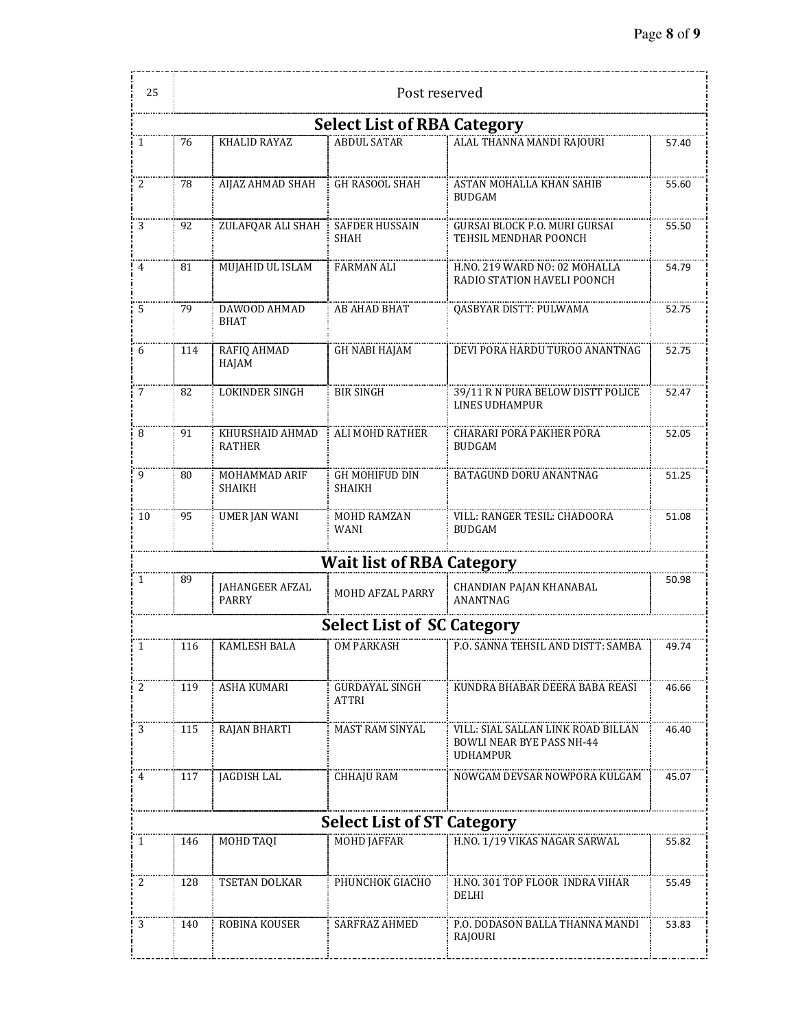| | | | | | |
|---|---|---|---|---|---|
| 25 | Post reserved | | | | |

### Select List of RBA Category

| | | | | | |
|---|---|---|---|---|---|
| 1 | 76 | KHALID RAYAZ | ABDUL SATAR | ALAL THANNA MANDI RAJOURI | 57.40 |
| 2 | 78 | AIJAZ AHMAD SHAH | GH RASOOL SHAH | ASTAN MOHALLA KHAN SAHIB BUDGAM | 55.60 |
| 3 | 92 | ZULAFQAR ALI SHAH | SAFDER HUSSAIN SHAH | GURSAI BLOCK P.O. MURI GURSAI TEHSIL MENDHAR POONCH | 55.50 |
| 4 | 81 | MUJAHID UL ISLAM | FARMAN ALI | H.NO. 219 WARD NO: 02 MOHALLA RADIO STATION HAVELI POONCH | 54.79 |
| 5 | 79 | DAWOOD AHMAD BHAT | AB AHAD BHAT | QASBYAR DISTT: PULWAMA | 52.75 |
| 6 | 114 | RAFIQ AHMAD HAJAM | GH NABI HAJAM | DEVI PORA HARDU TUROO ANANTNAG | 52.75 |
| 7 | 82 | LOKINDER SINGH | BIR SINGH | 39/11 R N PURA BELOW DISTT POLICE LINES UDHAMPUR | 52.47 |
| 8 | 91 | KHURSHAID AHMAD RATHER | ALI MOHD RATHER | CHARARI PORA PAKHER PORA BUDGAM | 52.05 |
| 9 | 80 | MOHAMMAD ARIF SHAIKH | GH MOHIFUD DIN SHAIKH | BATAGUND DORU ANANTNAG | 51.25 |
| 10 | 95 | UMER JAN WANI | MOHD RAMZAN WANI | VILL: RANGER TESIL: CHADOORA BUDGAM | 51.08 |

### Wait list of RBA Category

| | | | | | |
|---|---|---|---|---|---|
| 1 | 89 | JAHANGEER AFZAL PARRY | MOHD AFZAL PARRY | CHANDIAN PAJAN KHANABAL ANANTNAG | 50.98 |

### Select List of SC Category

| | | | | | |
|---|---|---|---|---|---|
| 1 | 116 | KAMLESH BALA | OM PARKASH | P.O. SANNA TEHSIL AND DISTT: SAMBA | 49.74 |
| 2 | 119 | ASHA KUMARI | GURDAYAL SINGH ATTRI | KUNDRA BHABAR DEERA BABA REASI | 46.66 |
| 3 | 115 | RAJAN BHARTI | MAST RAM SINYAL | VILL: SIAL SALLAN LINK ROAD BILLAN BOWLI NEAR BYE PASS NH-44 UDHAMPUR | 46.40 |
| 4 | 117 | JAGDISH LAL | CHHAJU RAM | NOWGAM DEVSAR NOWPORA KULGAM | 45.07 |

### Select List of ST Category

| | | | | | |
|---|---|---|---|---|---|
| 1 | 146 | MOHD TAQI | MOHD JAFFAR | H.NO. 1/19 VIKAS NAGAR SARWAL | 55.82 |
| 2 | 128 | TSETAN DOLKAR | PHUNCHOK GIACHO | H.NO. 301 TOP FLOOR INDRA VIHAR DELHI | 55.49 |
| 3 | 140 | ROBINA KOUSER | SARFRAZ AHMED | P.O. DODASON BALLA THANNA MANDI RAJOURI | 53.83 |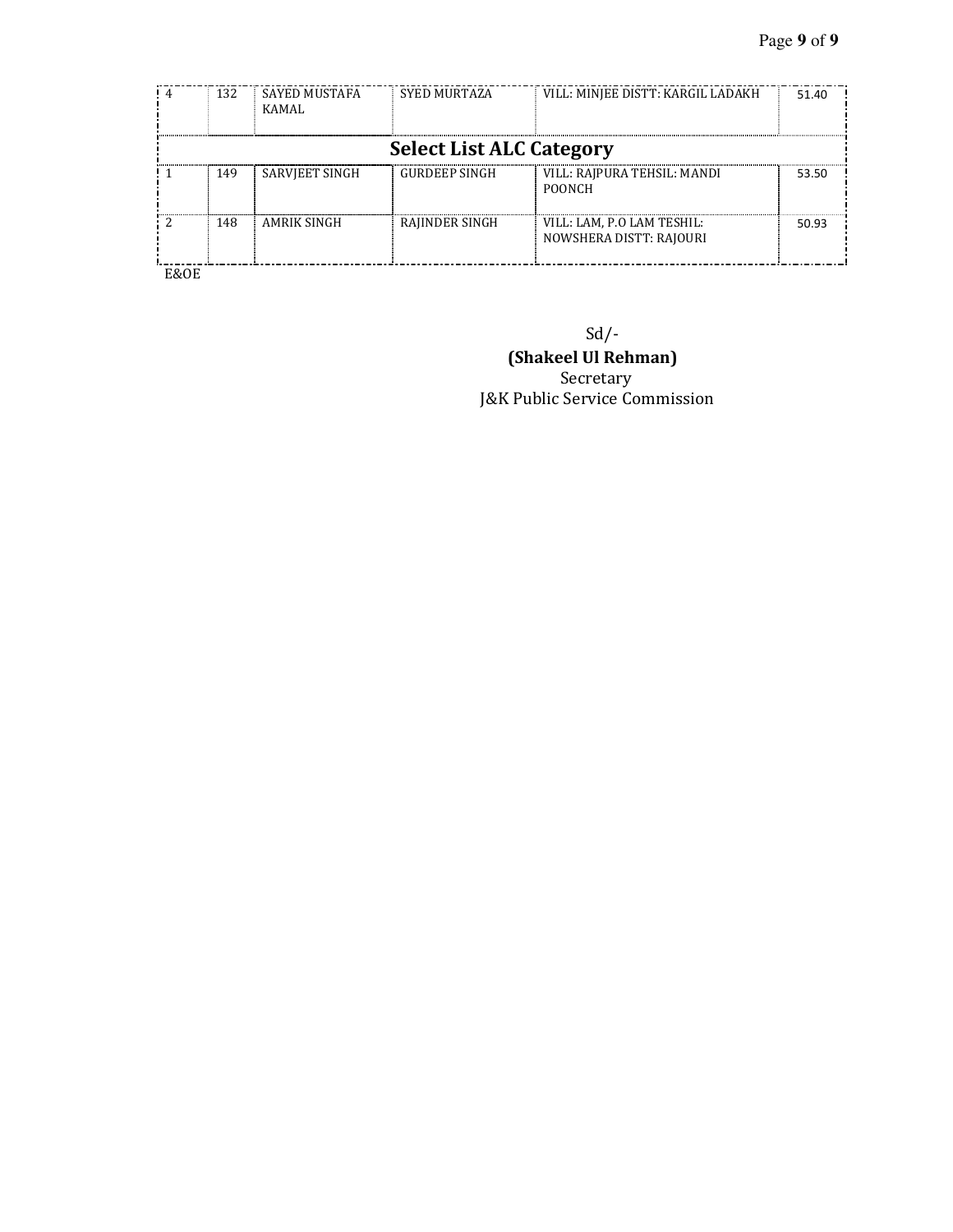| | | | | | |
|---|---|---|---|---|---|
| 4 | 132 | SAYED MUSTAFA KAMAL | SYED MURTAZA | VILL: MINJEE DISTT: KARGIL LADAKH | 51.40 |
| **Select List ALC Category** | | | | | |
| 1 | 149 | SARVJEET SINGH | GURDEEP SINGH | VILL: RAJPURA TEHSIL: MANDI POONCH | 53.50 |
| 2 | 148 | AMRIK SINGH | RAJINDER SINGH | VILL: LAM, P.O LAM TESHIL: NOWSHERA DISTT: RAJOURI | 50.93 |

E&OE

Sd/-

**(Shakeel Ul Rehman)**

Secretary

J&K Public Service Commission